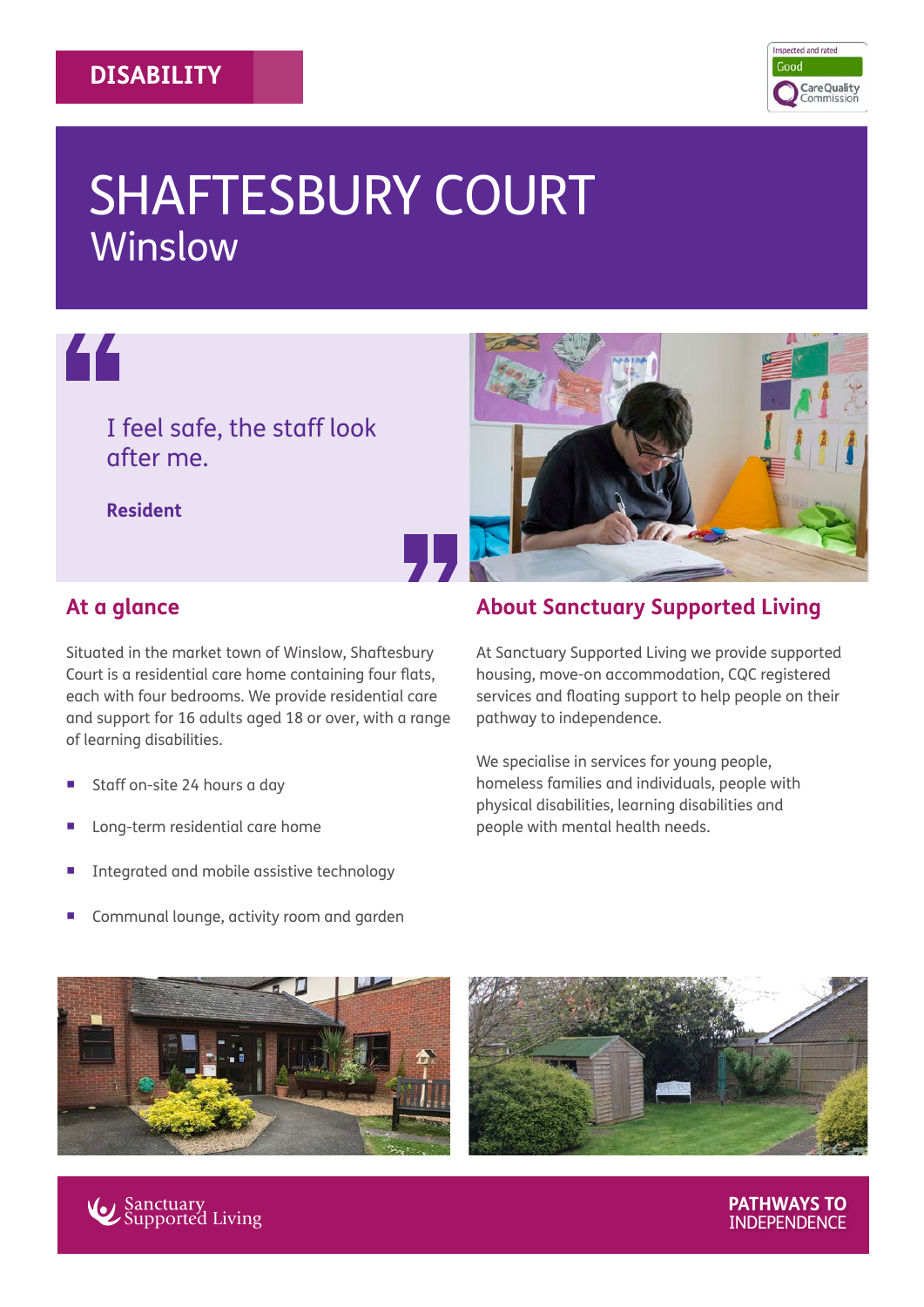**DISABILITY**

Inspected and rated Good — Care Quality Commission

# SHAFTESBURY COURT

## Winslow

> I feel safe, the staff look after me.
>
> **Resident**

## At a glance

Situated in the market town of Winslow, Shaftesbury Court is a residential care home containing four flats, each with four bedrooms. We provide residential care and support for 16 adults aged 18 or over, with a range of learning disabilities.

- Staff on-site 24 hours a day
- Long-term residential care home
- Integrated and mobile assistive technology
- Communal lounge, activity room and garden

## About Sanctuary Supported Living

At Sanctuary Supported Living we provide supported housing, move-on accommodation, CQC registered services and floating support to help people on their pathway to independence.

We specialise in services for young people, homeless families and individuals, people with physical disabilities, learning disabilities and people with mental health needs.

Sanctuary Supported Living

**PATHWAYS TO** INDEPENDENCE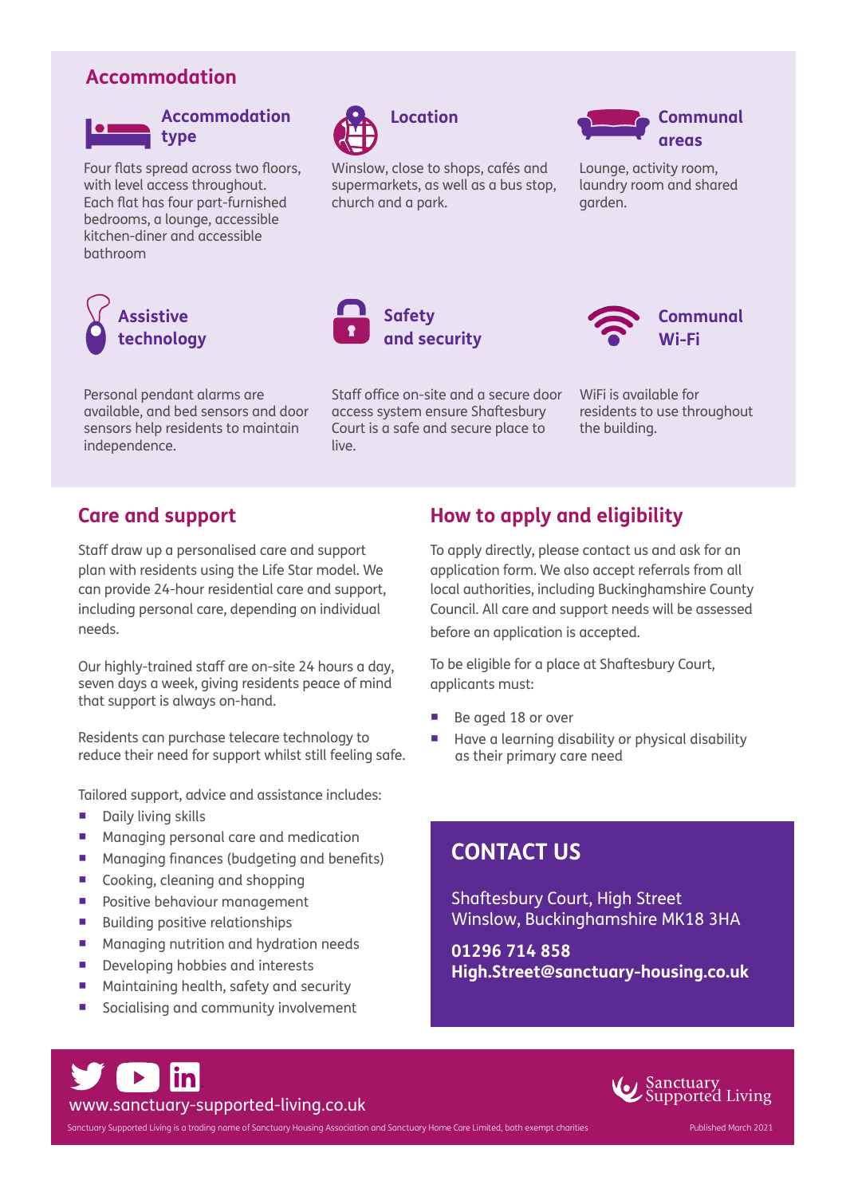## Accommodation

### Accommodation type

Four flats spread across two floors, with level access throughout. Each flat has four part-furnished bedrooms, a lounge, accessible kitchen-diner and accessible bathroom

### Location

Winslow, close to shops, cafés and supermarkets, as well as a bus stop, church and a park.

### Communal areas

Lounge, activity room, laundry room and shared garden.

### Assistive technology

Personal pendant alarms are available, and bed sensors and door sensors help residents to maintain independence.

### Safety and security

Staff office on-site and a secure door access system ensure Shaftesbury Court is a safe and secure place to live.

### Communal Wi-Fi

WiFi is available for residents to use throughout the building.

## Care and support

Staff draw up a personalised care and support plan with residents using the Life Star model. We can provide 24-hour residential care and support, including personal care, depending on individual needs.

Our highly-trained staff are on-site 24 hours a day, seven days a week, giving residents peace of mind that support is always on-hand.

Residents can purchase telecare technology to reduce their need for support whilst still feeling safe.

Tailored support, advice and assistance includes:

- Daily living skills
- Managing personal care and medication
- Managing finances (budgeting and benefits)
- Cooking, cleaning and shopping
- Positive behaviour management
- Building positive relationships
- Managing nutrition and hydration needs
- Developing hobbies and interests
- Maintaining health, safety and security
- Socialising and community involvement

## How to apply and eligibility

To apply directly, please contact us and ask for an application form. We also accept referrals from all local authorities, including Buckinghamshire County Council. All care and support needs will be assessed before an application is accepted.

To be eligible for a place at Shaftesbury Court, applicants must:

- Be aged 18 or over
- Have a learning disability or physical disability as their primary care need

## CONTACT US

Shaftesbury Court, High Street
Winslow, Buckinghamshire MK18 3HA

**01296 714 858**
**High.Street@sanctuary-housing.co.uk**

www.sanctuary-supported-living.co.uk

Sanctuary Supported Living

Sanctuary Supported Living is a trading name of Sanctuary Housing Association and Sanctuary Home Care Limited, both exempt charities

Published March 2021